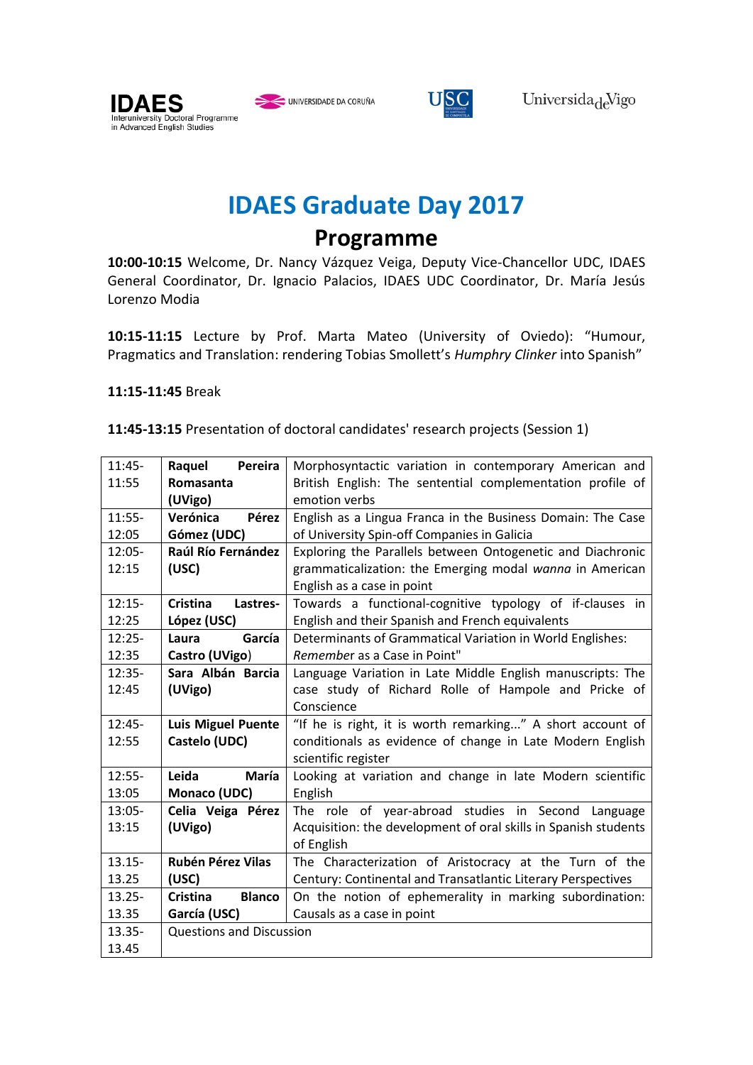IDAES Interuniversity Doctoral Programme in Advanced English Studies

UNIVERSIDADE DA CORUÑA

USC

UniversidadeVigo

# IDAES Graduate Day 2017

## Programme

**10:00-10:15** Welcome, Dr. Nancy Vázquez Veiga, Deputy Vice-Chancellor UDC, IDAES General Coordinator, Dr. Ignacio Palacios, IDAES UDC Coordinator, Dr. María Jesús Lorenzo Modia

**10:15-11:15** Lecture by Prof. Marta Mateo (University of Oviedo): "Humour, Pragmatics and Translation: rendering Tobias Smollett's *Humphry Clinker* into Spanish"

**11:15-11:45** Break

**11:45-13:15** Presentation of doctoral candidates' research projects (Session 1)

| | | |
|---|---|---|
| 11:45-11:55 | **Raquel Pereira Romasanta (UVigo)** | Morphosyntactic variation in contemporary American and British English: The sentential complementation profile of emotion verbs |
| 11:55-12:05 | **Verónica Pérez Gómez (UDC)** | English as a Lingua Franca in the Business Domain: The Case of University Spin-off Companies in Galicia |
| 12:05-12:15 | **Raúl Río Fernández (USC)** | Exploring the Parallels between Ontogenetic and Diachronic grammaticalization: the Emerging modal *wanna* in American English as a case in point |
| 12:15-12:25 | **Cristina Lastres-López (USC)** | Towards a functional-cognitive typology of if-clauses in English and their Spanish and French equivalents |
| 12:25-12:35 | **Laura García Castro (UVigo)** | Determinants of Grammatical Variation in World Englishes: *Remember* as a Case in Point" |
| 12:35-12:45 | **Sara Albán Barcia (UVigo)** | Language Variation in Late Middle English manuscripts: The case study of Richard Rolle of Hampole and Pricke of Conscience |
| 12:45-12:55 | **Luis Miguel Puente Castelo (UDC)** | "If he is right, it is worth remarking..." A short account of conditionals as evidence of change in Late Modern English scientific register |
| 12:55-13:05 | **Leida María Monaco (UDC)** | Looking at variation and change in late Modern scientific English |
| 13:05-13:15 | **Celia Veiga Pérez (UVigo)** | The role of year-abroad studies in Second Language Acquisition: the development of oral skills in Spanish students of English |
| 13.15-13.25 | **Rubén Pérez Vilas (USC)** | The Characterization of Aristocracy at the Turn of the Century: Continental and Transatlantic Literary Perspectives |
| 13.25-13.35 | **Cristina Blanco García (USC)** | On the notion of ephemerality in marking subordination: Causals as a case in point |
| 13.35-13.45 | Questions and Discussion | |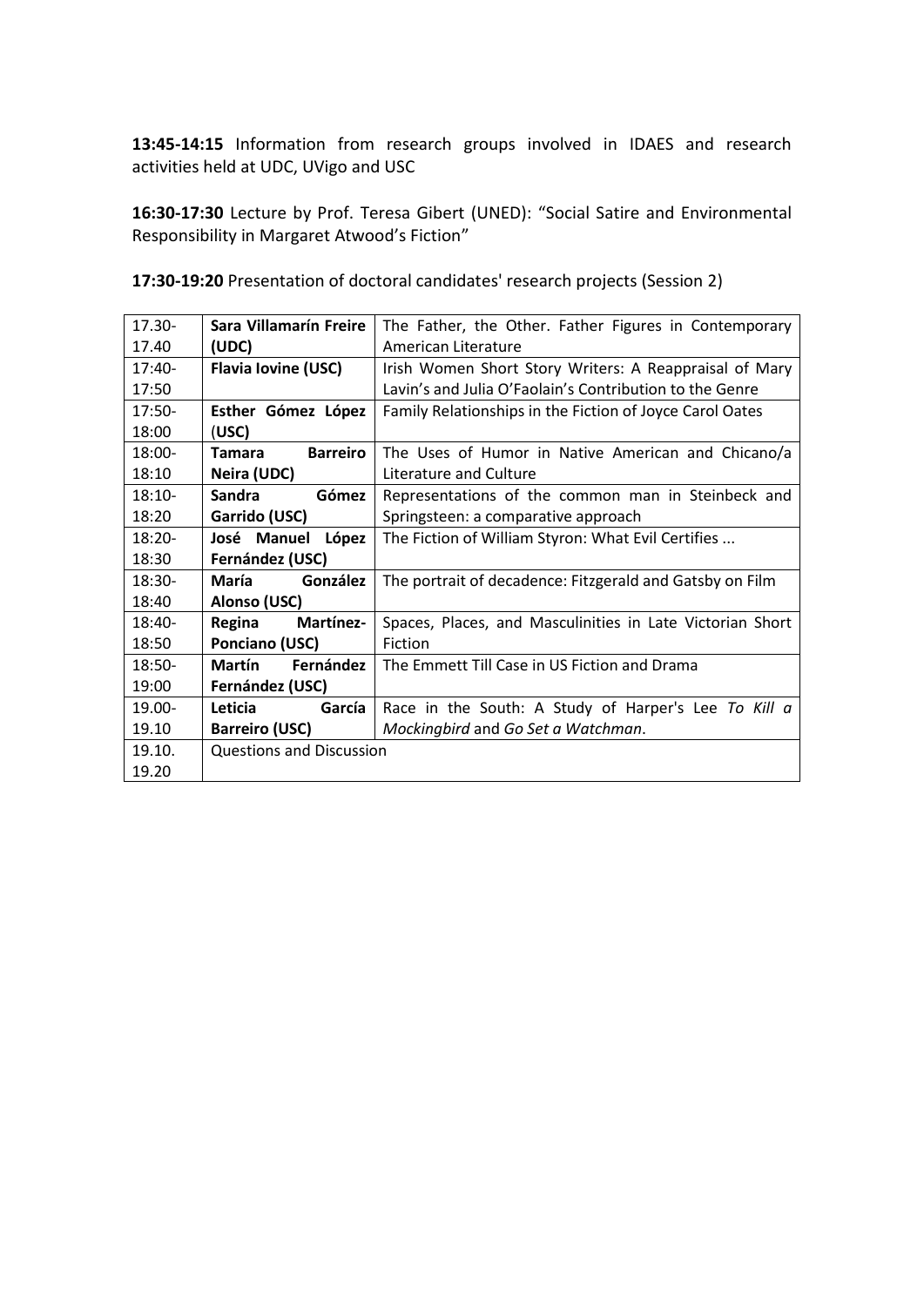**13:45-14:15** Information from research groups involved in IDAES and research activities held at UDC, UVigo and USC

**16:30-17:30** Lecture by Prof. Teresa Gibert (UNED): "Social Satire and Environmental Responsibility in Margaret Atwood's Fiction"

**17:30-19:20** Presentation of doctoral candidates' research projects (Session 2)

| | | |
|---|---|---|
| 17.30-17.40 | **Sara Villamarín Freire (UDC)** | The Father, the Other. Father Figures in Contemporary American Literature |
| 17:40-17:50 | **Flavia Iovine (USC)** | Irish Women Short Story Writers: A Reappraisal of Mary Lavin's and Julia O'Faolain's Contribution to the Genre |
| 17:50-18:00 | **Esther Gómez López (USC)** | Family Relationships in the Fiction of Joyce Carol Oates |
| 18:00-18:10 | **Tamara Barreiro Neira (UDC)** | The Uses of Humor in Native American and Chicano/a Literature and Culture |
| 18:10-18:20 | **Sandra Gómez Garrido (USC)** | Representations of the common man in Steinbeck and Springsteen: a comparative approach |
| 18:20-18:30 | **José Manuel López Fernández (USC)** | The Fiction of William Styron: What Evil Certifies ... |
| 18:30-18:40 | **María González Alonso (USC)** | The portrait of decadence: Fitzgerald and Gatsby on Film |
| 18:40-18:50 | **Regina Martínez-Ponciano (USC)** | Spaces, Places, and Masculinities in Late Victorian Short Fiction |
| 18:50-19:00 | **Martín Fernández Fernández (USC)** | The Emmett Till Case in US Fiction and Drama |
| 19.00-19.10 | **Leticia García Barreiro (USC)** | Race in the South: A Study of Harper's Lee *To Kill a Mockingbird* and *Go Set a Watchman*. |
| 19.10. 19.20 | Questions and Discussion | |